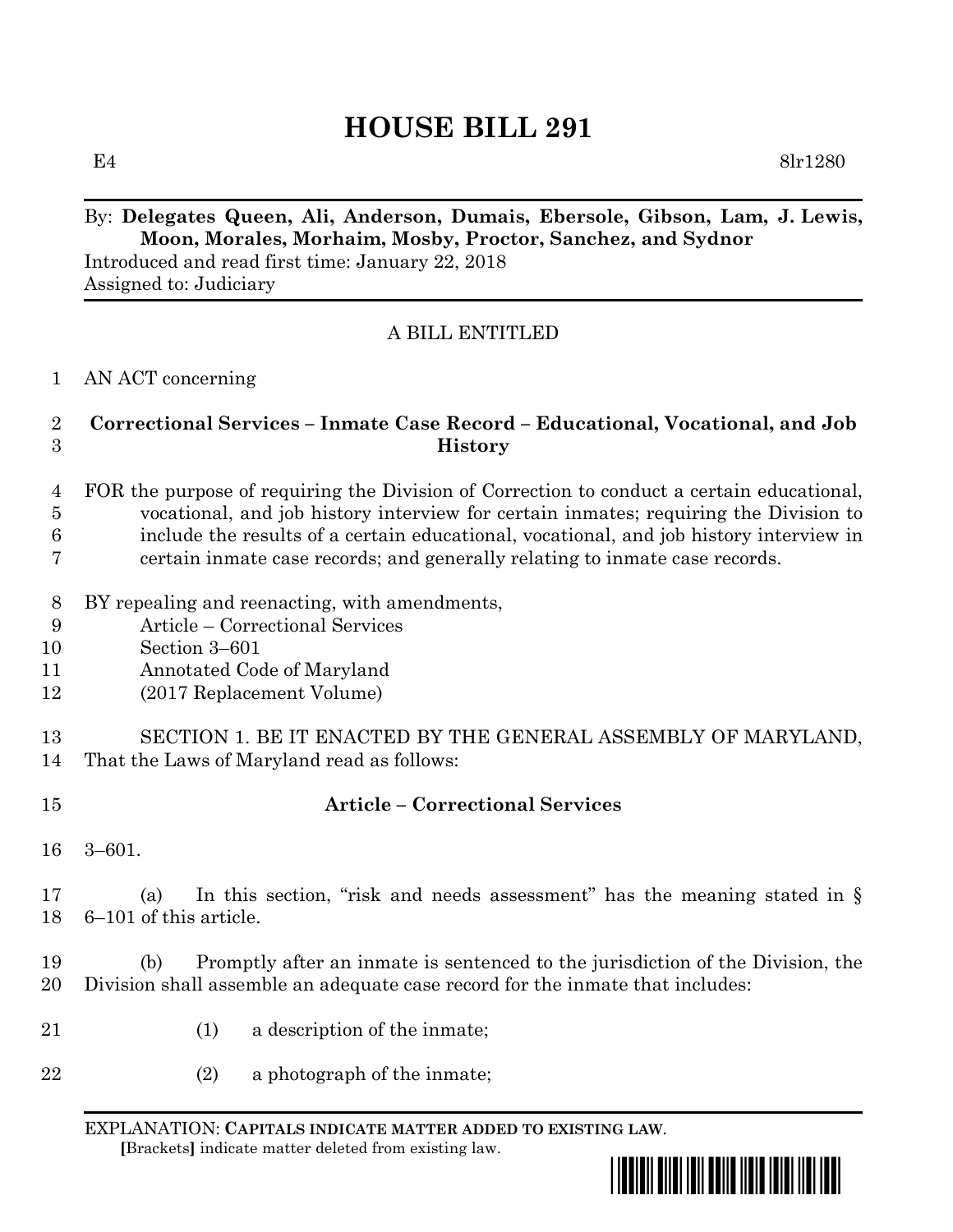# HOUSE BILL 291

E4 8lr1280

By: **Delegates Queen, Ali, Anderson, Dumais, Ebersole, Gibson, Lam, J. Lewis, Moon, Morales, Morhaim, Mosby, Proctor, Sanchez, and Sydnor**

Introduced and read first time: January 22, 2018

Assigned to: Judiciary

A BILL ENTITLED

1 AN ACT concerning

2 **Correctional Services – Inmate Case Record – Educational, Vocational, and Job**
3 **History**

4 FOR the purpose of requiring the Division of Correction to conduct a certain educational,
5 vocational, and job history interview for certain inmates; requiring the Division to
6 include the results of a certain educational, vocational, and job history interview in
7 certain inmate case records; and generally relating to inmate case records.

8 BY repealing and reenacting, with amendments,
9 Article – Correctional Services
10 Section 3–601
11 Annotated Code of Maryland
12 (2017 Replacement Volume)

13 SECTION 1. BE IT ENACTED BY THE GENERAL ASSEMBLY OF MARYLAND,
14 That the Laws of Maryland read as follows:

15 **Article – Correctional Services**

16 3–601.

17 (a) In this section, "risk and needs assessment" has the meaning stated in §
18 6–101 of this article.

19 (b) Promptly after an inmate is sentenced to the jurisdiction of the Division, the
20 Division shall assemble an adequate case record for the inmate that includes:

21 (1) a description of the inmate;

22 (2) a photograph of the inmate;

EXPLANATION: **CAPITALS INDICATE MATTER ADDED TO EXISTING LAW.**
**[**Brackets**]** indicate matter deleted from existing law.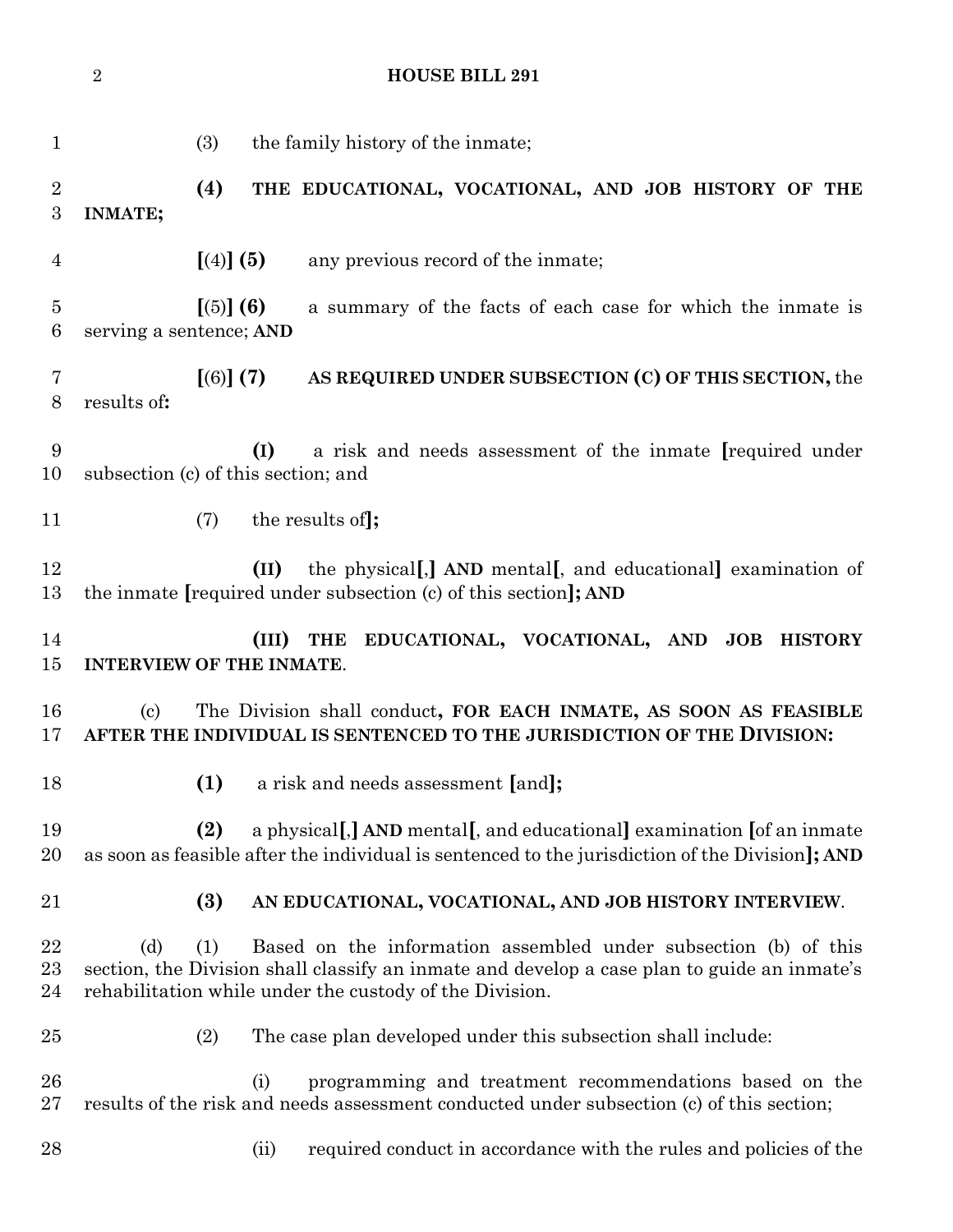(3) the family history of the inmate;

**(4) THE EDUCATIONAL, VOCATIONAL, AND JOB HISTORY OF THE INMATE;**

**[**(4)**] (5)** any previous record of the inmate;

**[**(5)**] (6)** a summary of the facts of each case for which the inmate is serving a sentence; **AND**

**[**(6)**] (7) AS REQUIRED UNDER SUBSECTION (C) OF THIS SECTION,** the results of**:**

**(I)** a risk and needs assessment of the inmate **[**required under subsection (c) of this section; and

(7) the results of**];**

**(II)** the physical**[**,**] AND** mental**[**, and educational**]** examination of the inmate **[**required under subsection (c) of this section**]; AND**

**(III) THE EDUCATIONAL, VOCATIONAL, AND JOB HISTORY INTERVIEW OF THE INMATE**.

(c) The Division shall conduct**, FOR EACH INMATE, AS SOON AS FEASIBLE AFTER THE INDIVIDUAL IS SENTENCED TO THE JURISDICTION OF THE DIVISION:**

**(1)** a risk and needs assessment **[**and**];**

**(2)** a physical**[**,**] AND** mental**[**, and educational**]** examination **[**of an inmate as soon as feasible after the individual is sentenced to the jurisdiction of the Division**]; AND**

**(3) AN EDUCATIONAL, VOCATIONAL, AND JOB HISTORY INTERVIEW**.

(d) (1) Based on the information assembled under subsection (b) of this section, the Division shall classify an inmate and develop a case plan to guide an inmate's rehabilitation while under the custody of the Division.

(2) The case plan developed under this subsection shall include:

(i) programming and treatment recommendations based on the results of the risk and needs assessment conducted under subsection (c) of this section;

(ii) required conduct in accordance with the rules and policies of the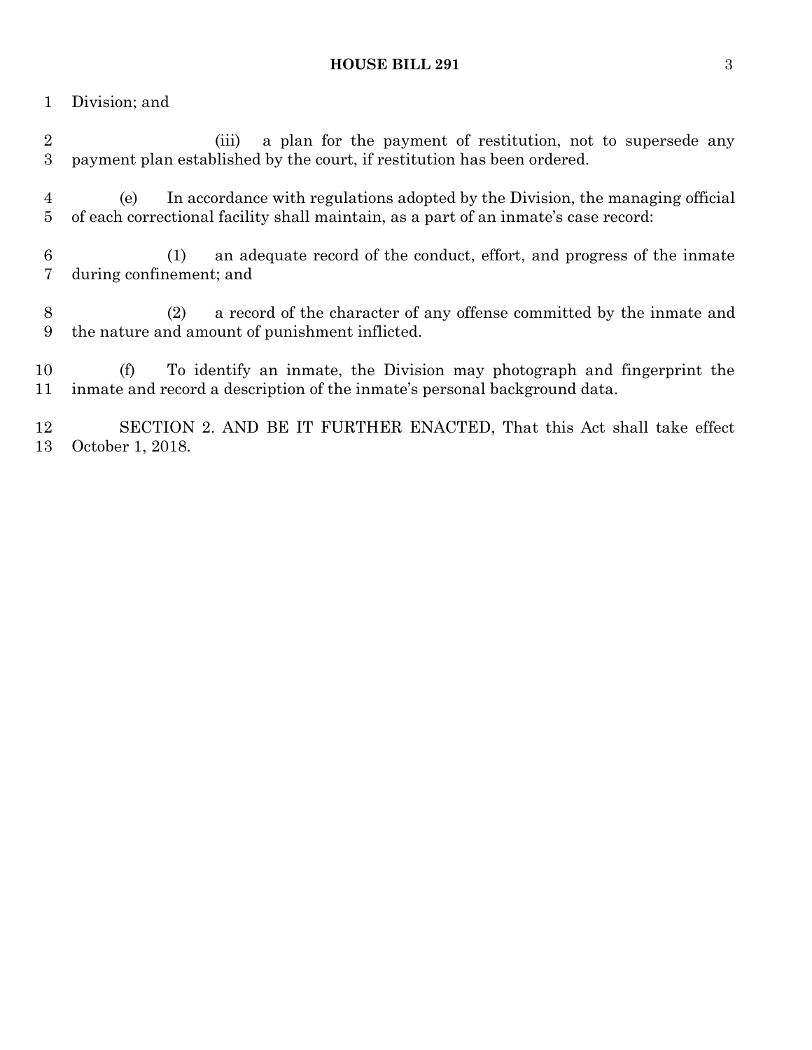Division; and

(iii) a plan for the payment of restitution, not to supersede any payment plan established by the court, if restitution has been ordered.

(e) In accordance with regulations adopted by the Division, the managing official of each correctional facility shall maintain, as a part of an inmate's case record:

(1) an adequate record of the conduct, effort, and progress of the inmate during confinement; and

(2) a record of the character of any offense committed by the inmate and the nature and amount of punishment inflicted.

(f) To identify an inmate, the Division may photograph and fingerprint the inmate and record a description of the inmate's personal background data.

SECTION 2. AND BE IT FURTHER ENACTED, That this Act shall take effect October 1, 2018.